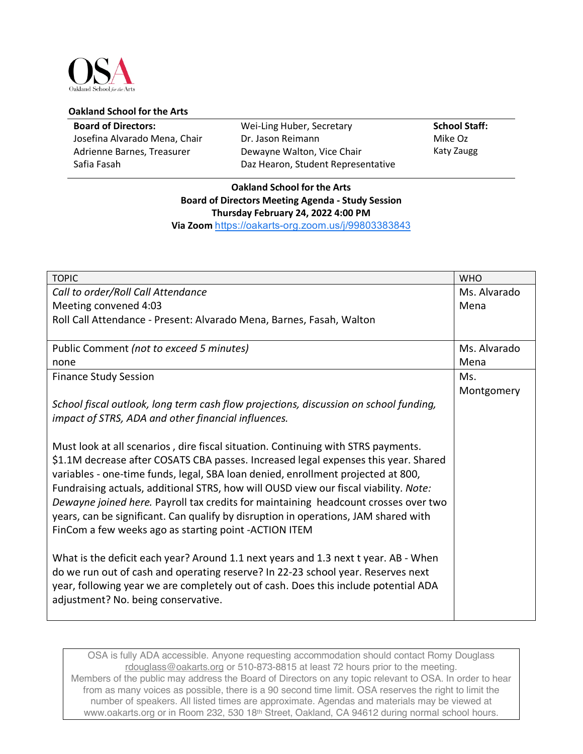**Oakland School for the Arts**

| **Board of Directors:** | Wei-Ling Huber, Secretary | **School Staff:** |
|---|---|---|
| Josefina Alvarado Mena, Chair | Dr. Jason Reimann | Mike Oz |
| Adrienne Barnes, Treasurer | Dewayne Walton, Vice Chair | Katy Zaugg |
| Safia Fasah | Daz Hearon, Student Representative | |

**Oakland School for the Arts**
**Board of Directors Meeting Agenda - Study Session**
**Thursday February 24, 2022 4:00 PM**
**Via Zoom** https://oakarts-org.zoom.us/j/99803383843

| TOPIC | WHO |
|---|---|
| *Call to order/Roll Call Attendance*<br>Meeting convened 4:03<br>Roll Call Attendance - Present: Alvarado Mena, Barnes, Fasah, Walton | Ms. Alvarado Mena |
| Public Comment *(not to exceed 5 minutes)*<br>none | Ms. Alvarado Mena |
| Finance Study Session<br><br>*School fiscal outlook, long term cash flow projections, discussion on school funding, impact of STRS, ADA and other financial influences.*<br><br>Must look at all scenarios , dire fiscal situation. Continuing with STRS payments. $1.1M decrease after COSATS CBA passes. Increased legal expenses this year. Shared variables - one-time funds, legal, SBA loan denied, enrollment projected at 800, Fundraising actuals, additional STRS, how will OUSD view our fiscal viability. *Note: Dewayne joined here.* Payroll tax credits for maintaining headcount crosses over two years, can be significant. Can qualify by disruption in operations, JAM shared with FinCom a few weeks ago as starting point -ACTION ITEM<br><br>What is the deficit each year? Around 1.1 next years and 1.3 next t year. AB - When do we run out of cash and operating reserve? In 22-23 school year. Reserves next year, following year we are completely out of cash. Does this include potential ADA adjustment? No. being conservative. | Ms. Montgomery |

OSA is fully ADA accessible. Anyone requesting accommodation should contact Romy Douglass rdouglass@oakarts.org or 510-873-8815 at least 72 hours prior to the meeting.
Members of the public may address the Board of Directors on any topic relevant to OSA. In order to hear from as many voices as possible, there is a 90 second time limit. OSA reserves the right to limit the number of speakers. All listed times are approximate. Agendas and materials may be viewed at www.oakarts.org or in Room 232, 530 18th Street, Oakland, CA 94612 during normal school hours.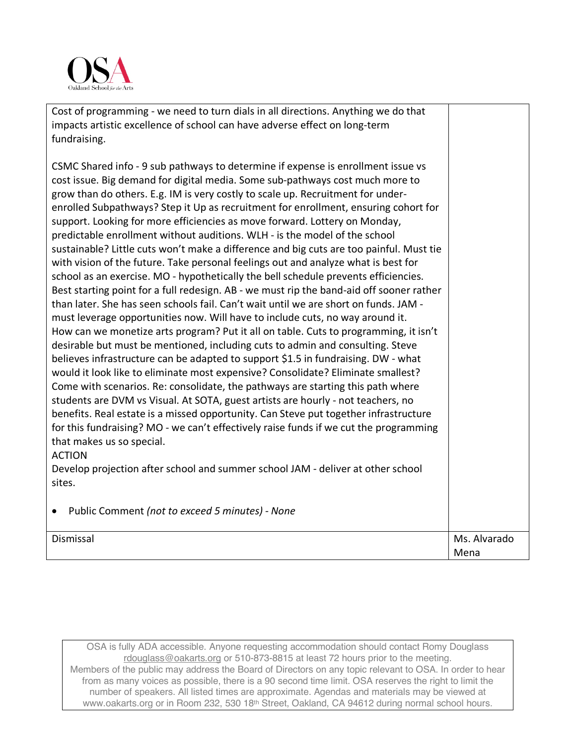| | |
|---|---|
| Cost of programming - we need to turn dials in all directions. Anything we do that impacts artistic excellence of school can have adverse effect on long-term fundraising.<br><br>CSMC Shared info - 9 sub pathways to determine if expense is enrollment issue vs cost issue. Big demand for digital media. Some sub-pathways cost much more to grow than do others. E.g. IM is very costly to scale up. Recruitment for under-enrolled Subpathways? Step it Up as recruitment for enrollment, ensuring cohort for support. Looking for more efficiencies as move forward. Lottery on Monday, predictable enrollment without auditions. WLH - is the model of the school sustainable? Little cuts won't make a difference and big cuts are too painful. Must tie with vision of the future. Take personal feelings out and analyze what is best for school as an exercise. MO - hypothetically the bell schedule prevents efficiencies. Best starting point for a full redesign. AB - we must rip the band-aid off sooner rather than later. She has seen schools fail. Can't wait until we are short on funds. JAM - must leverage opportunities now. Will have to include cuts, no way around it. How can we monetize arts program? Put it all on table. Cuts to programming, it isn't desirable but must be mentioned, including cuts to admin and consulting. Steve believes infrastructure can be adapted to support $1.5 in fundraising. DW - what would it look like to eliminate most expensive? Consolidate? Eliminate smallest? Come with scenarios. Re: consolidate, the pathways are starting this path where students are DVM vs Visual. At SOTA, guest artists are hourly - not teachers, no benefits. Real estate is a missed opportunity. Can Steve put together infrastructure for this fundraising? MO - we can't effectively raise funds if we cut the programming that makes us so special.<br>ACTION<br>Develop projection after school and summer school JAM - deliver at other school sites.<br><br>• Public Comment *(not to exceed 5 minutes)* - *None* | |
| Dismissal | Ms. Alvarado Mena |

OSA is fully ADA accessible. Anyone requesting accommodation should contact Romy Douglass rdouglass@oakarts.org or 510-873-8815 at least 72 hours prior to the meeting.
Members of the public may address the Board of Directors on any topic relevant to OSA. In order to hear from as many voices as possible, there is a 90 second time limit. OSA reserves the right to limit the number of speakers. All listed times are approximate. Agendas and materials may be viewed at www.oakarts.org or in Room 232, 530 18th Street, Oakland, CA 94612 during normal school hours.